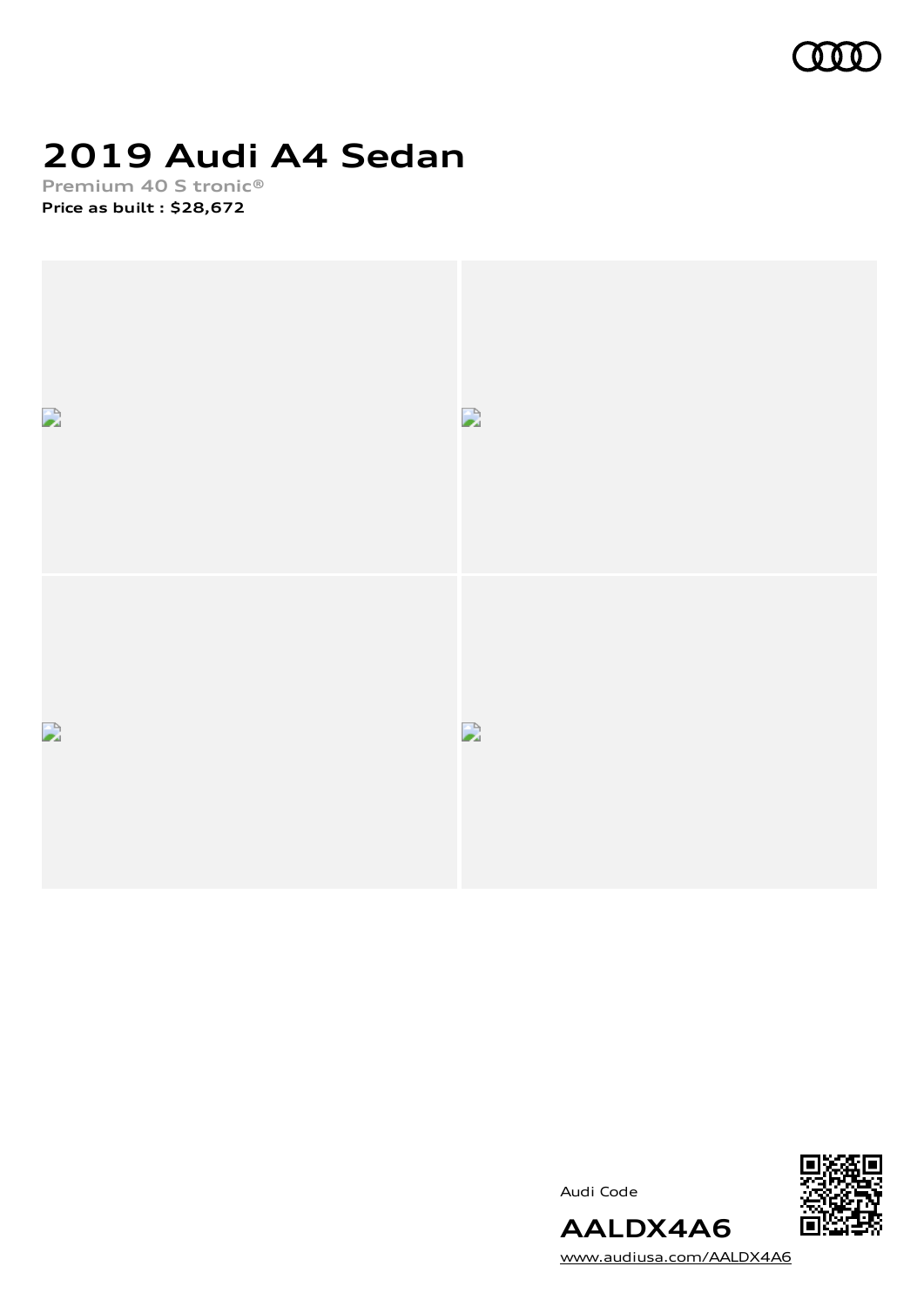# 2019 Audi A4 Sedan

**Premium 40 S tronic®**

**Price as built : $28,672**

Audi Code

**AALDX4A6**

www.audiusa.com/AALDX4A6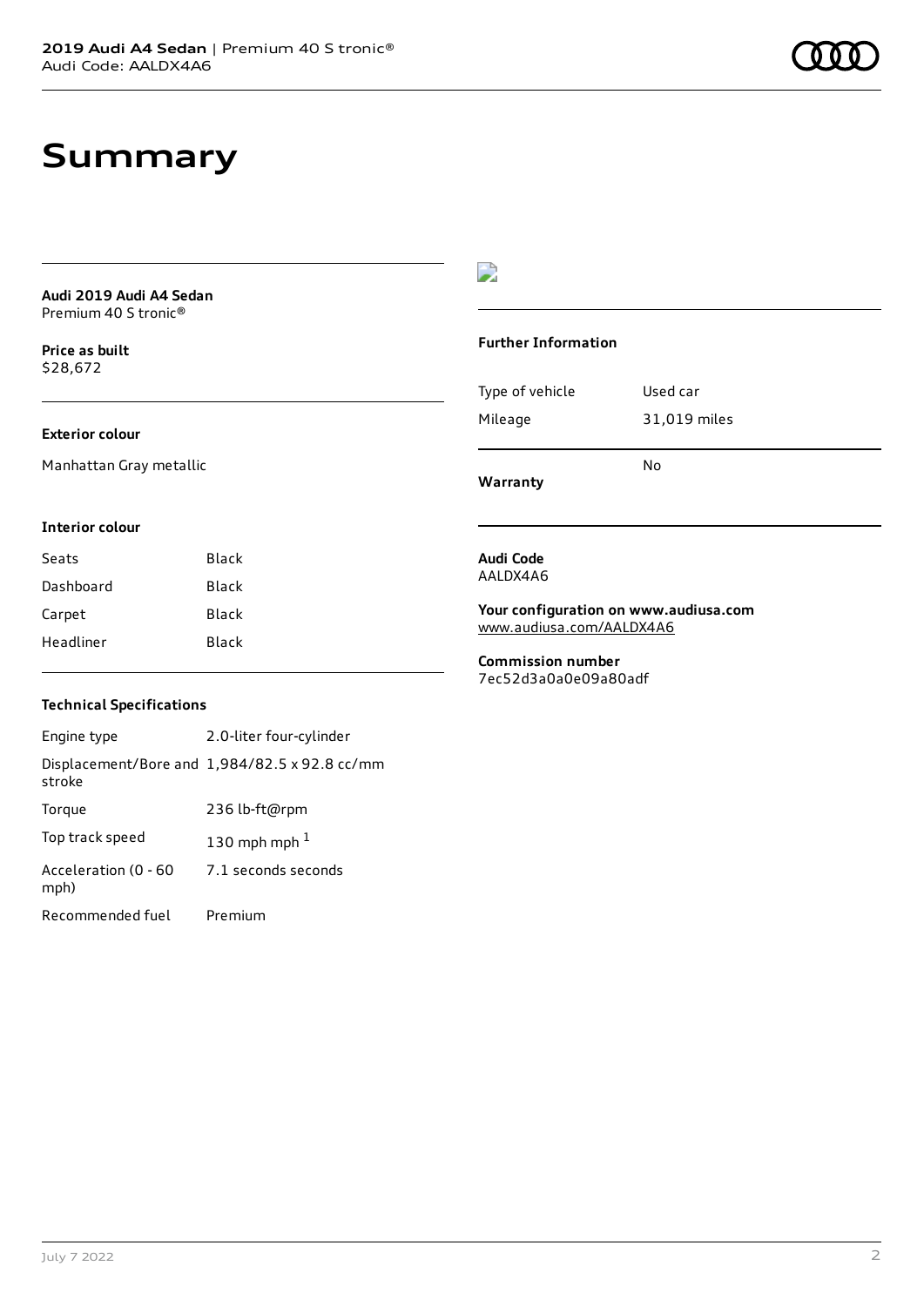# Summary

**Audi 2019 Audi A4 Sedan**
Premium 40 S tronic®

**Price as built**
$28,672

### Exterior colour

Manhattan Gray metallic

### Interior colour

| Seats | Black |
| --- | --- |
| Dashboard | Black |
| Carpet | Black |
| Headliner | Black |

### Technical Specifications

| Engine type | 2.0-liter four-cylinder |
| --- | --- |
| Displacement/Bore and stroke | 1,984/82.5 x 92.8 cc/mm |
| Torque | 236 lb-ft@rpm |
| Top track speed | 130 mph mph [1] |
| Acceleration (0 - 60 mph) | 7.1 seconds seconds |
| Recommended fuel | Premium |

### Further Information

| Type of vehicle | Used car |
| --- | --- |
| Mileage | 31,019 miles |
| Warranty | No |

**Audi Code**
AALDX4A6

**Your configuration on www.audiusa.com**
www.audiusa.com/AALDX4A6

**Commission number**
7ec52d3a0a0e09a80adf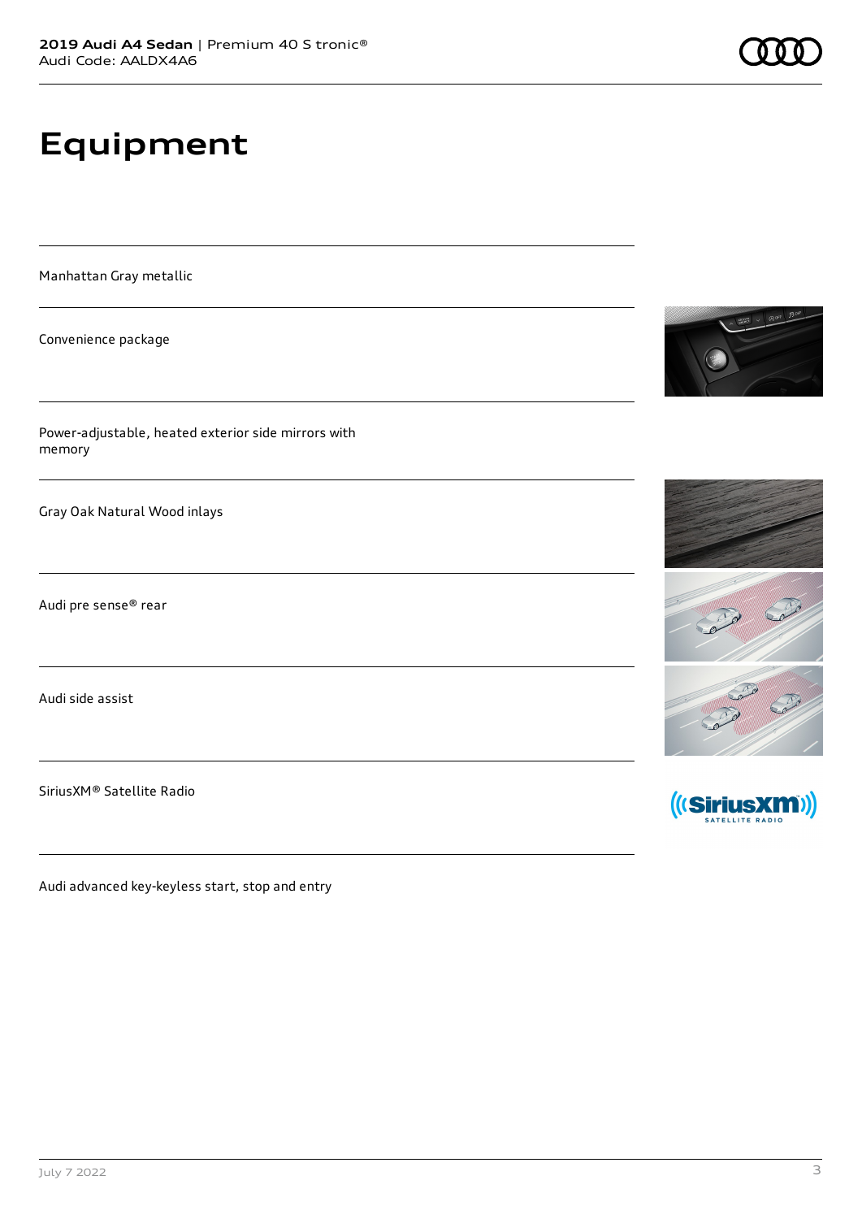# Equipment

Manhattan Gray metallic

Convenience package

Power-adjustable, heated exterior side mirrors with memory

Gray Oak Natural Wood inlays

Audi pre sense® rear

Audi side assist

SiriusXM® Satellite Radio

Audi advanced key-keyless start, stop and entry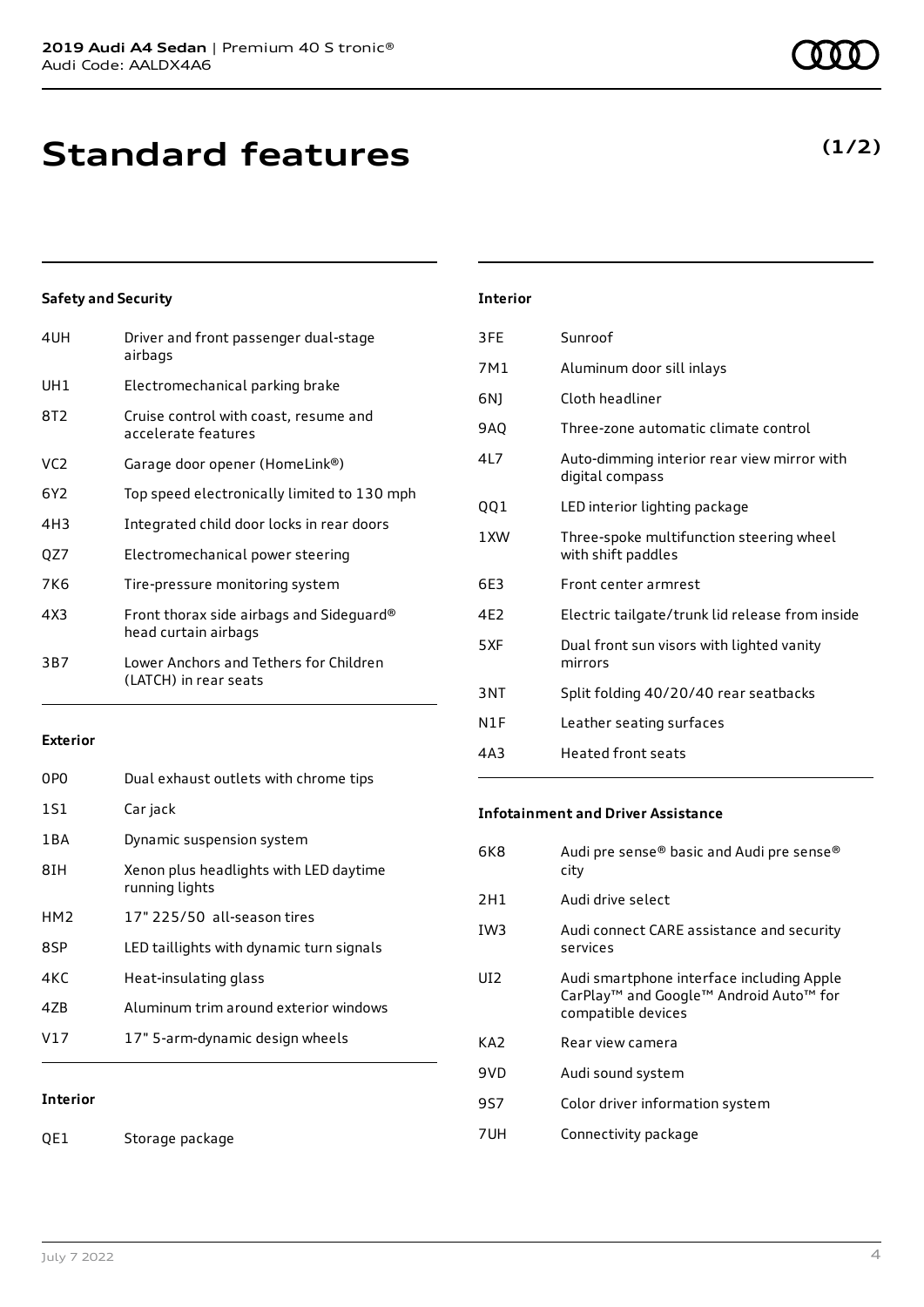# Standard features

**(1/2)**

### Safety and Security

| | |
|---|---|
| 4UH | Driver and front passenger dual-stage airbags |
| UH1 | Electromechanical parking brake |
| 8T2 | Cruise control with coast, resume and accelerate features |
| VC2 | Garage door opener (HomeLink®) |
| 6Y2 | Top speed electronically limited to 130 mph |
| 4H3 | Integrated child door locks in rear doors |
| QZ7 | Electromechanical power steering |
| 7K6 | Tire-pressure monitoring system |
| 4X3 | Front thorax side airbags and Sideguard® head curtain airbags |
| 3B7 | Lower Anchors and Tethers for Children (LATCH) in rear seats |

### Exterior

| | |
|---|---|
| 0P0 | Dual exhaust outlets with chrome tips |
| 1S1 | Car jack |
| 1BA | Dynamic suspension system |
| 8IH | Xenon plus headlights with LED daytime running lights |
| HM2 | 17" 225/50 all-season tires |
| 8SP | LED taillights with dynamic turn signals |
| 4KC | Heat-insulating glass |
| 4ZB | Aluminum trim around exterior windows |
| V17 | 17" 5-arm-dynamic design wheels |

### Interior

| | |
|---|---|
| QE1 | Storage package |
| 3FE | Sunroof |
| 7M1 | Aluminum door sill inlays |
| 6NJ | Cloth headliner |
| 9AQ | Three-zone automatic climate control |
| 4L7 | Auto-dimming interior rear view mirror with digital compass |
| QQ1 | LED interior lighting package |
| 1XW | Three-spoke multifunction steering wheel with shift paddles |
| 6E3 | Front center armrest |
| 4E2 | Electric tailgate/trunk lid release from inside |
| 5XF | Dual front sun visors with lighted vanity mirrors |
| 3NT | Split folding 40/20/40 rear seatbacks |
| N1F | Leather seating surfaces |
| 4A3 | Heated front seats |

### Infotainment and Driver Assistance

| | |
|---|---|
| 6K8 | Audi pre sense® basic and Audi pre sense® city |
| 2H1 | Audi drive select |
| IW3 | Audi connect CARE assistance and security services |
| UI2 | Audi smartphone interface including Apple CarPlay™ and Google™ Android Auto™ for compatible devices |
| KA2 | Rear view camera |
| 9VD | Audi sound system |
| 9S7 | Color driver information system |
| 7UH | Connectivity package |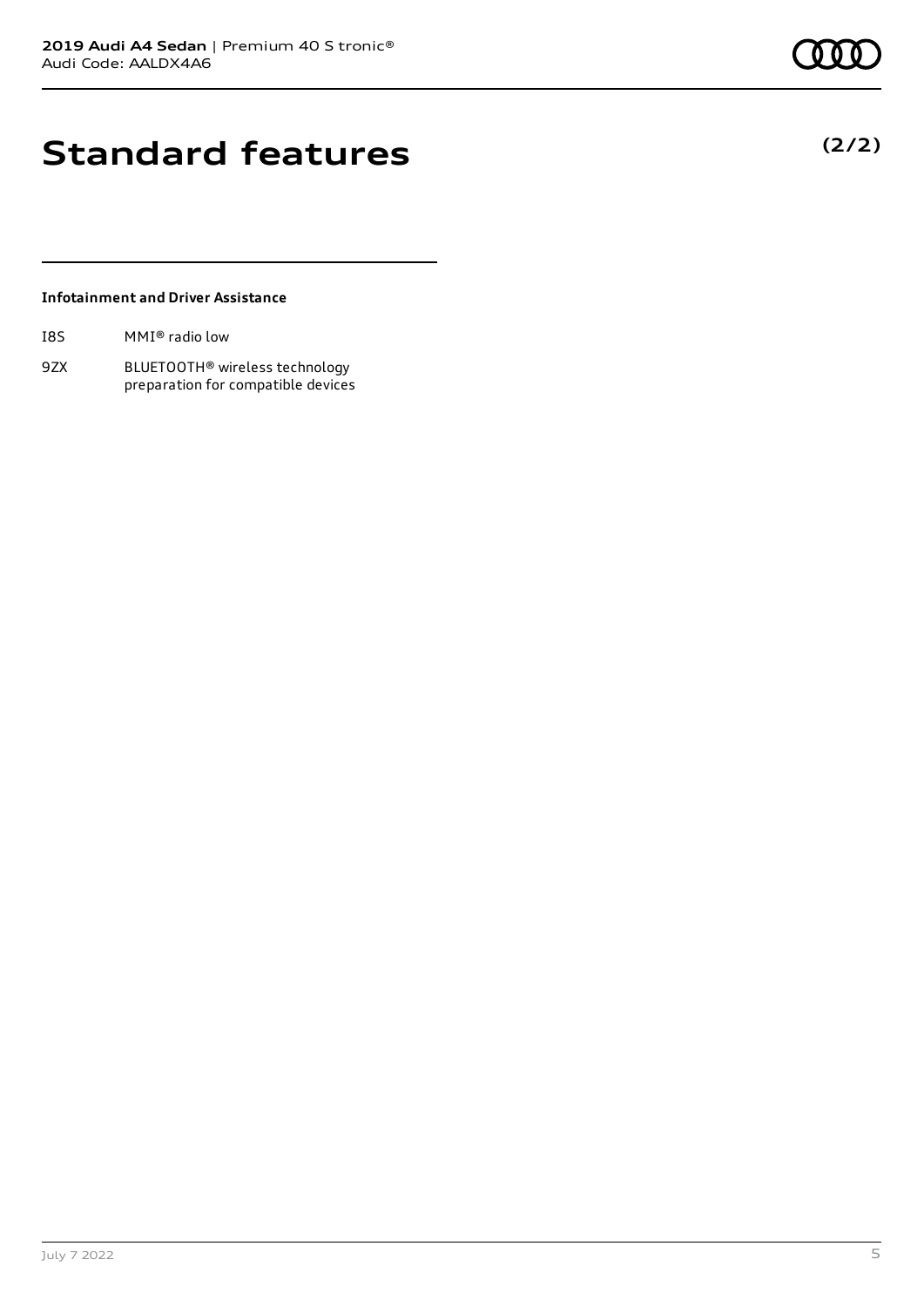# Standard features

**(2/2)**

### Infotainment and Driver Assistance

| | |
|---|---|
| I8S | MMI® radio low |
| 9ZX | BLUETOOTH® wireless technology preparation for compatible devices |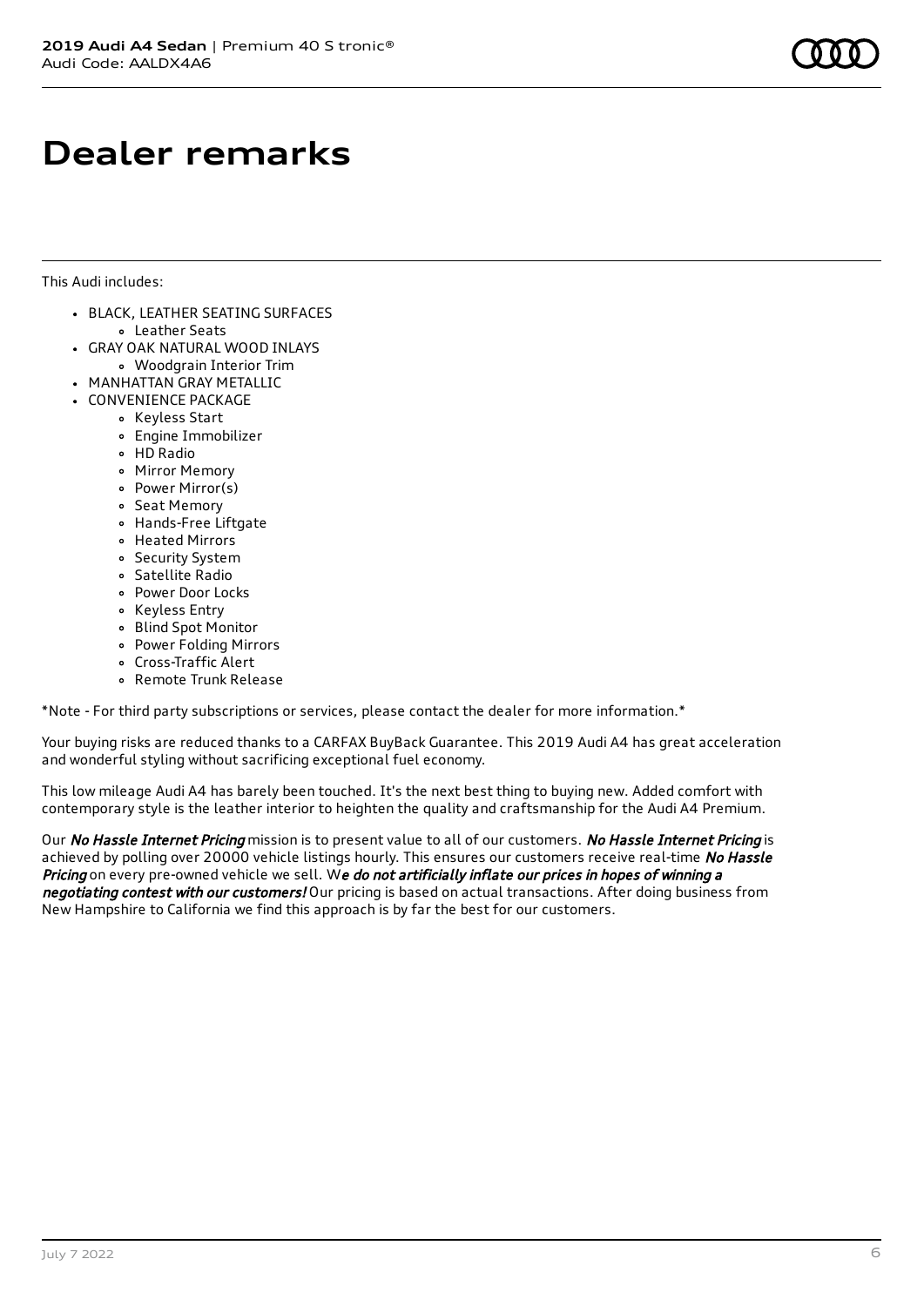# Dealer remarks

This Audi includes:

- BLACK, LEATHER SEATING SURFACES
  - Leather Seats
- GRAY OAK NATURAL WOOD INLAYS
  - Woodgrain Interior Trim
- MANHATTAN GRAY METALLIC
- CONVENIENCE PACKAGE
  - Keyless Start
  - Engine Immobilizer
  - HD Radio
  - Mirror Memory
  - Power Mirror(s)
  - Seat Memory
  - Hands-Free Liftgate
  - Heated Mirrors
  - Security System
  - Satellite Radio
  - Power Door Locks
  - Keyless Entry
  - Blind Spot Monitor
  - Power Folding Mirrors
  - Cross-Traffic Alert
  - Remote Trunk Release

*Note - For third party subscriptions or services, please contact the dealer for more information.*

Your buying risks are reduced thanks to a CARFAX BuyBack Guarantee. This 2019 Audi A4 has great acceleration and wonderful styling without sacrificing exceptional fuel economy.

This low mileage Audi A4 has barely been touched. It's the next best thing to buying new. Added comfort with contemporary style is the leather interior to heighten the quality and craftsmanship for the Audi A4 Premium.

Our ***No Hassle Internet Pricing*** mission is to present value to all of our customers. ***No Hassle Internet Pricing*** is achieved by polling over 20000 vehicle listings hourly. This ensures our customers receive real-time ***No Hassle Pricing*** on every pre-owned vehicle we sell. W***e do not artificially inflate our prices in hopes of winning a negotiating contest with our customers!*** Our pricing is based on actual transactions. After doing business from New Hampshire to California we find this approach is by far the best for our customers.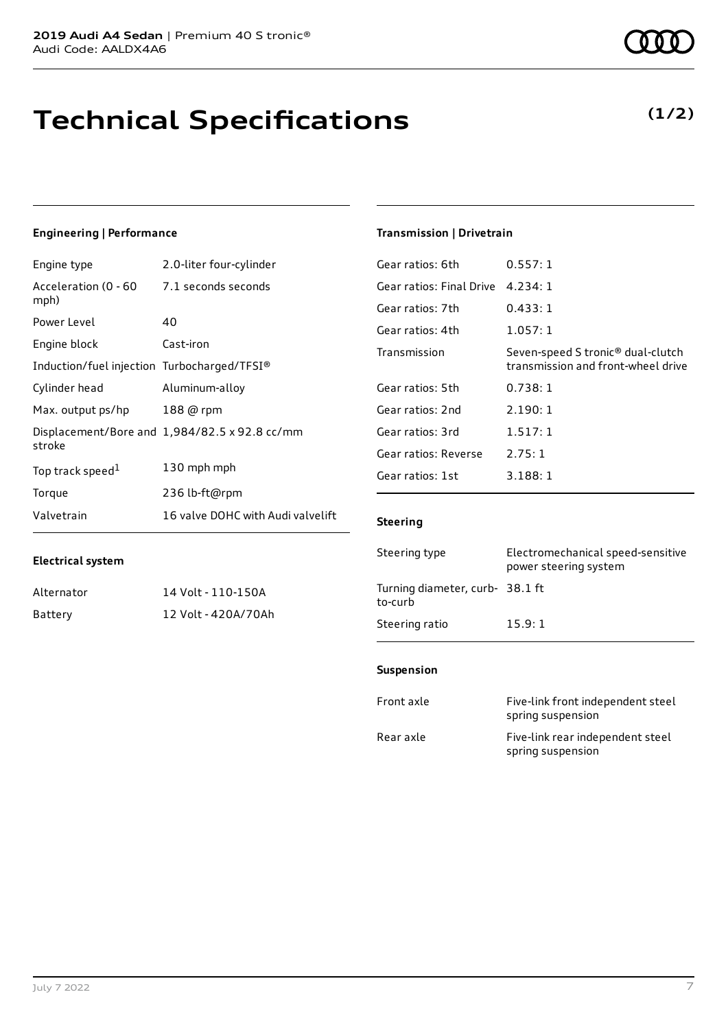**2019 Audi A4 Sedan** | Premium 40 S tronic®
Audi Code: AALDX4A6

# Technical Specifications

**(1/2)**

### Engineering | Performance

| | |
|---|---|
| Engine type | 2.0-liter four-cylinder |
| Acceleration (0 - 60 mph) | 7.1 seconds seconds |
| Power Level | 40 |
| Engine block | Cast-iron |
| Induction/fuel injection | Turbocharged/TFSI® |
| Cylinder head | Aluminum-alloy |
| Max. output ps/hp | 188 @ rpm |
| Displacement/Bore and stroke | 1,984/82.5 x 92.8 cc/mm |
| Top track speed[1] | 130 mph mph |
| Torque | 236 lb-ft@rpm |
| Valvetrain | 16 valve DOHC with Audi valvelift |

### Electrical system

| | |
|---|---|
| Alternator | 14 Volt - 110-150A |
| Battery | 12 Volt - 420A/70Ah |

### Transmission | Drivetrain

| | |
|---|---|
| Gear ratios: 6th | 0.557: 1 |
| Gear ratios: Final Drive | 4.234: 1 |
| Gear ratios: 7th | 0.433: 1 |
| Gear ratios: 4th | 1.057: 1 |
| Transmission | Seven-speed S tronic® dual-clutch transmission and front-wheel drive |
| Gear ratios: 5th | 0.738: 1 |
| Gear ratios: 2nd | 2.190: 1 |
| Gear ratios: 3rd | 1.517: 1 |
| Gear ratios: Reverse | 2.75: 1 |
| Gear ratios: 1st | 3.188: 1 |

### Steering

| | |
|---|---|
| Steering type | Electromechanical speed-sensitive power steering system |
| Turning diameter, curb-to-curb | 38.1 ft |
| Steering ratio | 15.9: 1 |

### Suspension

| | |
|---|---|
| Front axle | Five-link front independent steel spring suspension |
| Rear axle | Five-link rear independent steel spring suspension |

July 7 2022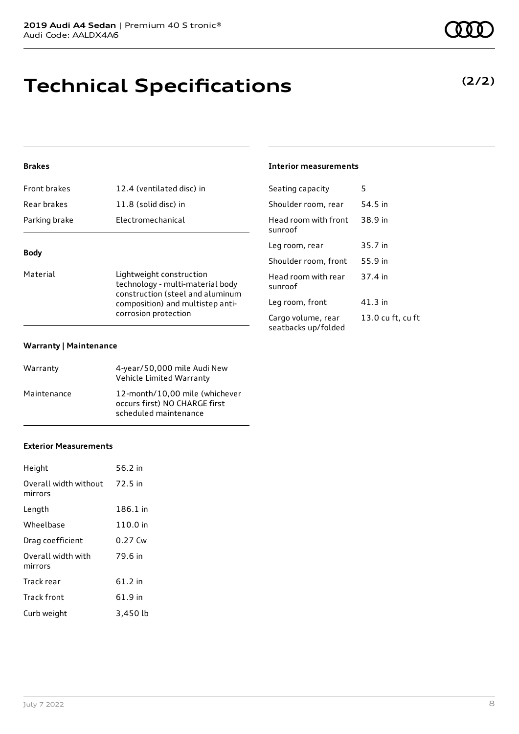# Technical Specifications

**(2/2)**

#### Brakes

| | |
|---|---|
| Front brakes | 12.4 (ventilated disc) in |
| Rear brakes | 11.8 (solid disc) in |
| Parking brake | Electromechanical |

#### Body

| | |
|---|---|
| Material | Lightweight construction technology - multi-material body construction (steel and aluminum composition) and multistep anti-corrosion protection |

#### Warranty | Maintenance

| | |
|---|---|
| Warranty | 4-year/50,000 mile Audi New Vehicle Limited Warranty |
| Maintenance | 12-month/10,00 mile (whichever occurs first) NO CHARGE first scheduled maintenance |

#### Exterior Measurements

| | |
|---|---|
| Height | 56.2 in |
| Overall width without mirrors | 72.5 in |
| Length | 186.1 in |
| Wheelbase | 110.0 in |
| Drag coefficient | 0.27 Cw |
| Overall width with mirrors | 79.6 in |
| Track rear | 61.2 in |
| Track front | 61.9 in |
| Curb weight | 3,450 lb |

#### Interior measurements

| | |
|---|---|
| Seating capacity | 5 |
| Shoulder room, rear | 54.5 in |
| Head room with front sunroof | 38.9 in |
| Leg room, rear | 35.7 in |
| Shoulder room, front | 55.9 in |
| Head room with rear sunroof | 37.4 in |
| Leg room, front | 41.3 in |
| Cargo volume, rear seatbacks up/folded | 13.0 cu ft, cu ft |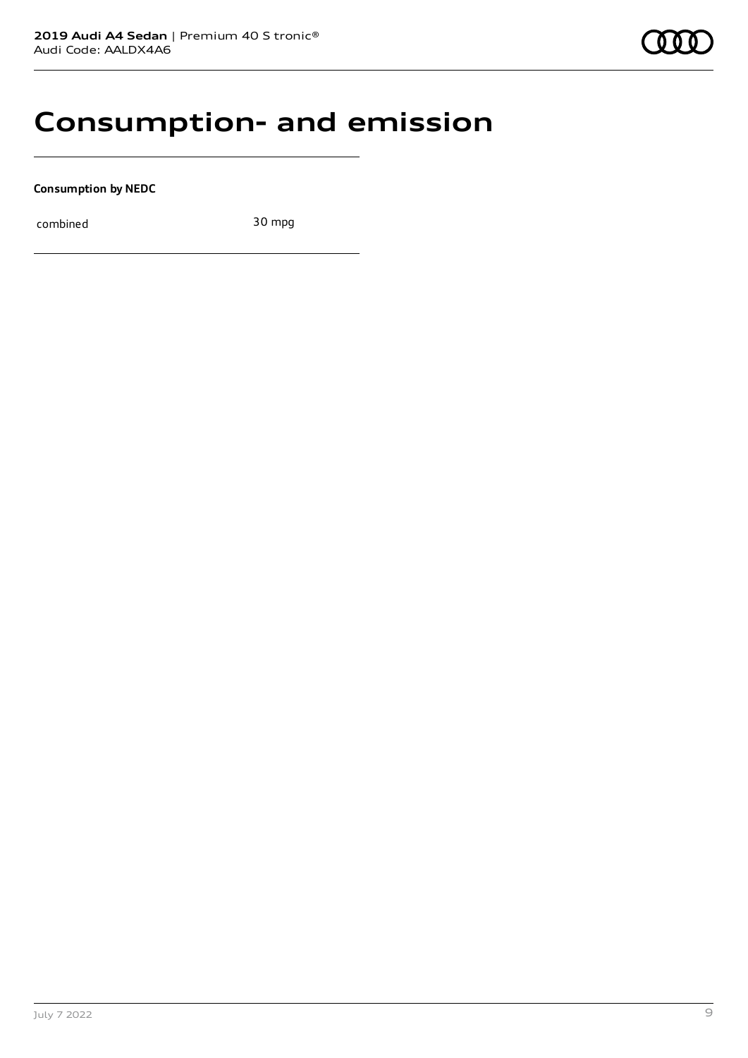# Consumption- and emission

**Consumption by NEDC**

| combined | 30 mpg |
| --- | --- |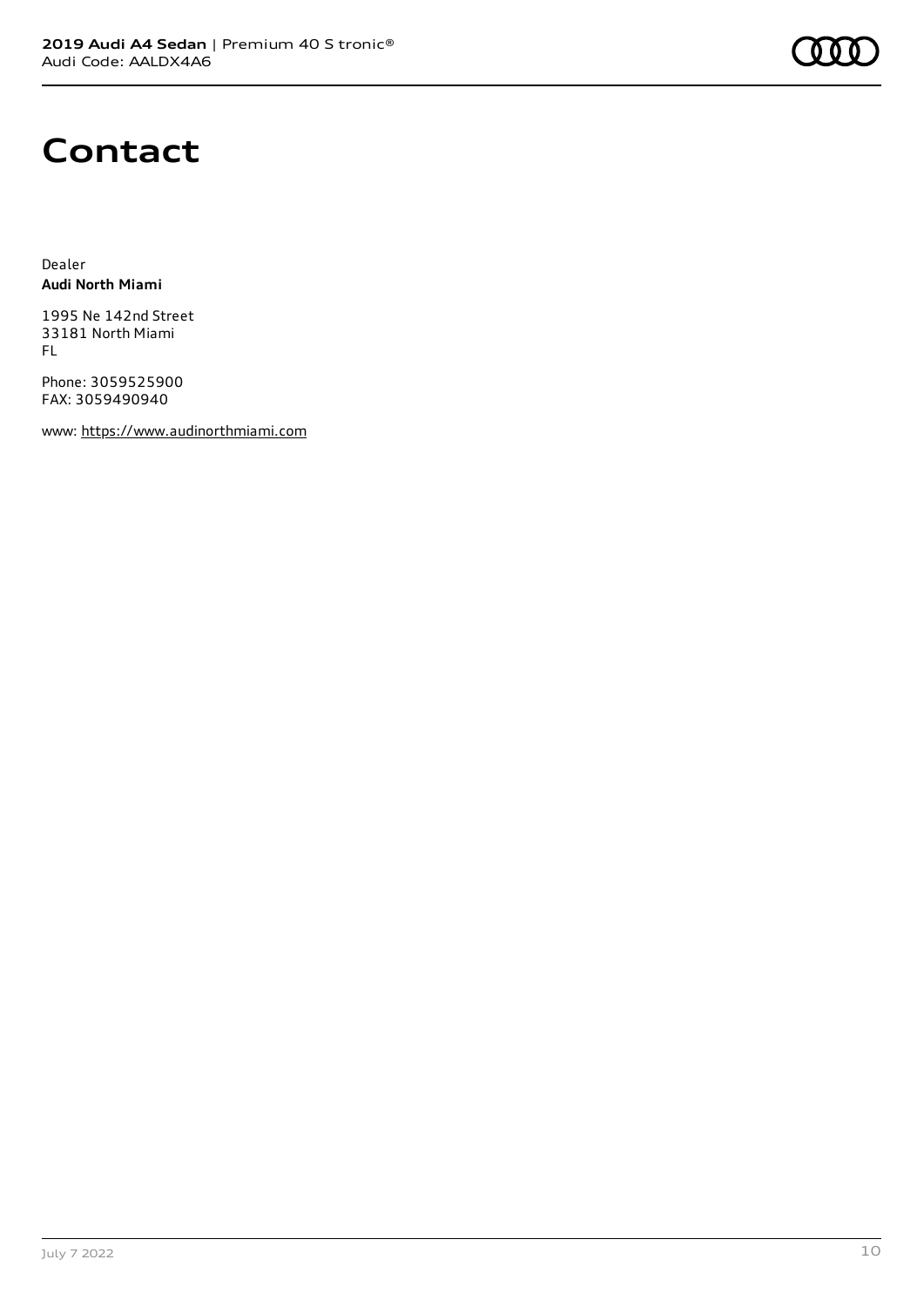# Contact

Dealer
**Audi North Miami**

1995 Ne 142nd Street
33181 North Miami
FL

Phone: 3059525900
FAX: 3059490940

www: https://www.audinorthmiami.com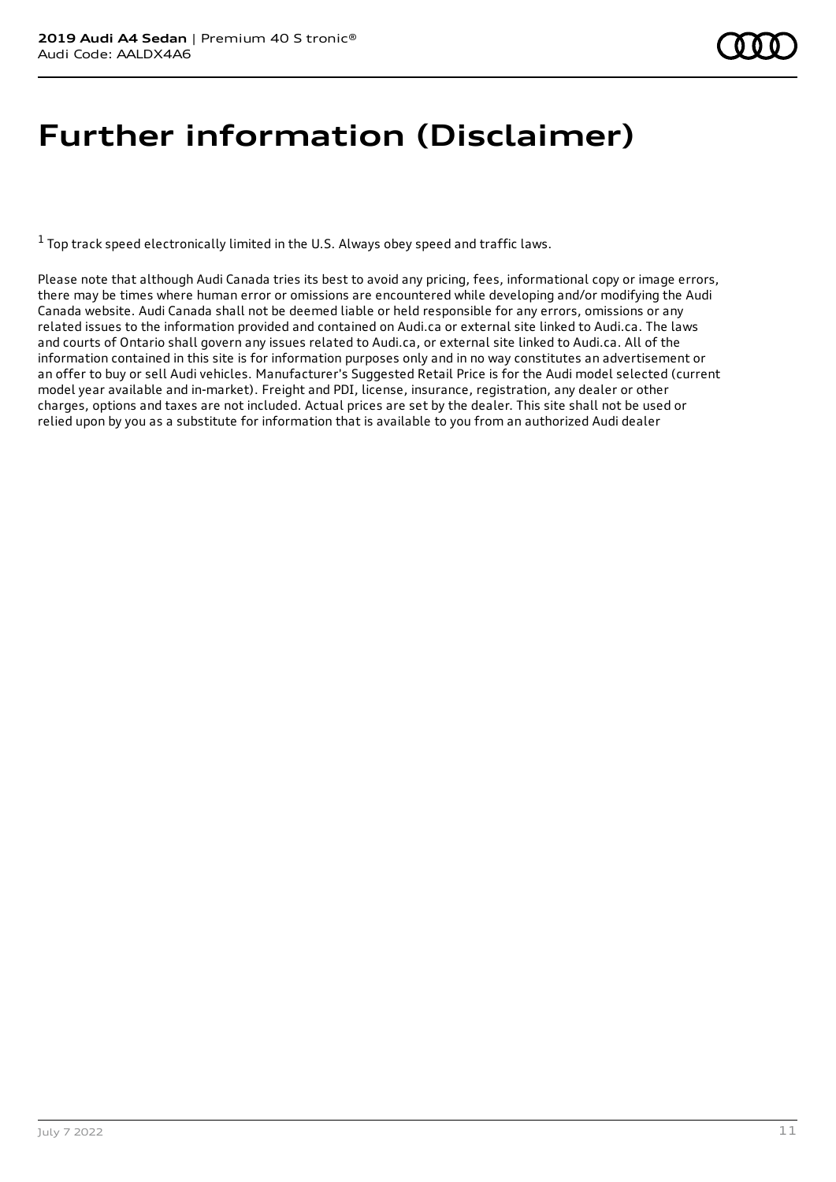# Further information (Disclaimer)

[1] Top track speed electronically limited in the U.S. Always obey speed and traffic laws.

Please note that although Audi Canada tries its best to avoid any pricing, fees, informational copy or image errors, there may be times where human error or omissions are encountered while developing and/or modifying the Audi Canada website. Audi Canada shall not be deemed liable or held responsible for any errors, omissions or any related issues to the information provided and contained on Audi.ca or external site linked to Audi.ca. The laws and courts of Ontario shall govern any issues related to Audi.ca, or external site linked to Audi.ca. All of the information contained in this site is for information purposes only and in no way constitutes an advertisement or an offer to buy or sell Audi vehicles. Manufacturer's Suggested Retail Price is for the Audi model selected (current model year available and in-market). Freight and PDI, license, insurance, registration, any dealer or other charges, options and taxes are not included. Actual prices are set by the dealer. This site shall not be used or relied upon by you as a substitute for information that is available to you from an authorized Audi dealer